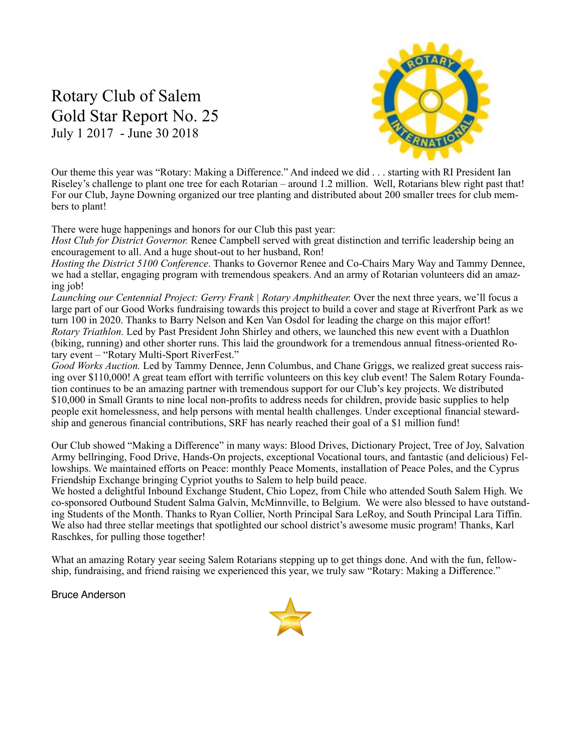# Rotary Club of Salem
## Gold Star Report No. 25
July 1 2017 - June 30 2018

Our theme this year was "Rotary: Making a Difference." And indeed we did . . . starting with RI President Ian Riseley's challenge to plant one tree for each Rotarian – around 1.2 million. Well, Rotarians blew right past that! For our Club, Jayne Downing organized our tree planting and distributed about 200 smaller trees for club members to plant!

There were huge happenings and honors for our Club this past year:
*Host Club for District Governor.* Renee Campbell served with great distinction and terrific leadership being an encouragement to all. And a huge shout-out to her husband, Ron!
*Hosting the District 5100 Conference*. Thanks to Governor Renee and Co-Chairs Mary Way and Tammy Dennee, we had a stellar, engaging program with tremendous speakers. And an army of Rotarian volunteers did an amazing job!
*Launching our Centennial Project: Gerry Frank | Rotary Amphitheater.* Over the next three years, we'll focus a large part of our Good Works fundraising towards this project to build a cover and stage at Riverfront Park as we turn 100 in 2020. Thanks to Barry Nelson and Ken Van Osdol for leading the charge on this major effort!
*Rotary Triathlon.* Led by Past President John Shirley and others, we launched this new event with a Duathlon (biking, running) and other shorter runs. This laid the groundwork for a tremendous annual fitness-oriented Rotary event – "Rotary Multi-Sport RiverFest."
*Good Works Auction.* Led by Tammy Dennee, Jenn Columbus, and Chane Griggs, we realized great success raising over $110,000! A great team effort with terrific volunteers on this key club event! The Salem Rotary Foundation continues to be an amazing partner with tremendous support for our Club's key projects. We distributed $10,000 in Small Grants to nine local non-profits to address needs for children, provide basic supplies to help people exit homelessness, and help persons with mental health challenges. Under exceptional financial stewardship and generous financial contributions, SRF has nearly reached their goal of a $1 million fund!

Our Club showed "Making a Difference" in many ways: Blood Drives, Dictionary Project, Tree of Joy, Salvation Army bellringing, Food Drive, Hands-On projects, exceptional Vocational tours, and fantastic (and delicious) Fellowships. We maintained efforts on Peace: monthly Peace Moments, installation of Peace Poles, and the Cyprus Friendship Exchange bringing Cypriot youths to Salem to help build peace.
We hosted a delightful Inbound Exchange Student, Chio Lopez, from Chile who attended South Salem High. We co-sponsored Outbound Student Salma Galvin, McMinnville, to Belgium. We were also blessed to have outstanding Students of the Month. Thanks to Ryan Collier, North Principal Sara LeRoy, and South Principal Lara Tiffin. We also had three stellar meetings that spotlighted our school district's awesome music program! Thanks, Karl Raschkes, for pulling those together!

What an amazing Rotary year seeing Salem Rotarians stepping up to get things done. And with the fun, fellowship, fundraising, and friend raising we experienced this year, we truly saw "Rotary: Making a Difference."

Bruce Anderson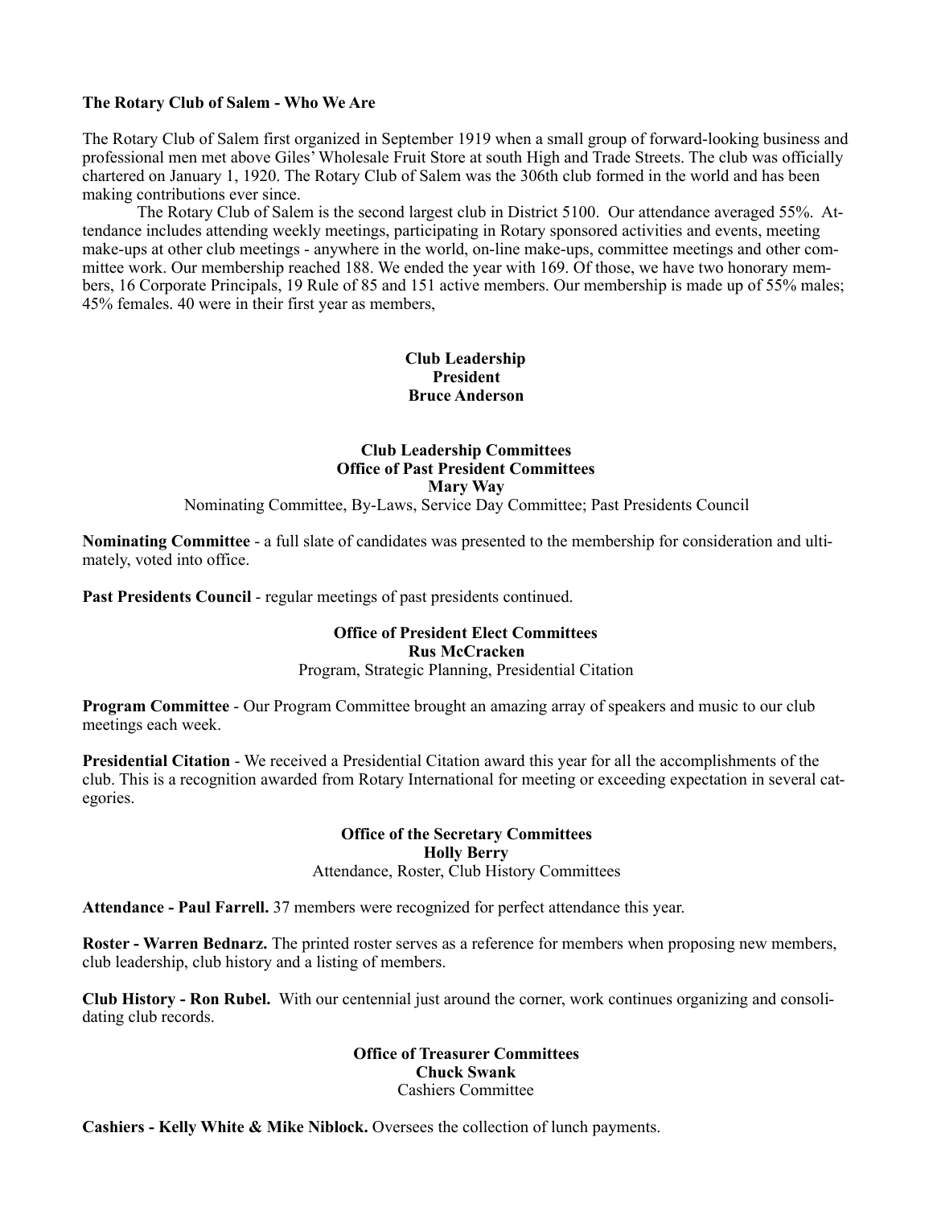**The Rotary Club of Salem - Who We Are**

The Rotary Club of Salem first organized in September 1919 when a small group of forward-looking business and professional men met above Giles' Wholesale Fruit Store at south High and Trade Streets. The club was officially chartered on January 1, 1920. The Rotary Club of Salem was the 306th club formed in the world and has been making contributions ever since.

The Rotary Club of Salem is the second largest club in District 5100. Our attendance averaged 55%. Attendance includes attending weekly meetings, participating in Rotary sponsored activities and events, meeting make-ups at other club meetings - anywhere in the world, on-line make-ups, committee meetings and other committee work. Our membership reached 188. We ended the year with 169. Of those, we have two honorary members, 16 Corporate Principals, 19 Rule of 85 and 151 active members. Our membership is made up of 55% males; 45% females. 40 were in their first year as members,

**Club Leadership**
**President**
**Bruce Anderson**

**Club Leadership Committees**
**Office of Past President Committees**
**Mary Way**
Nominating Committee, By-Laws, Service Day Committee; Past Presidents Council

**Nominating Committee** - a full slate of candidates was presented to the membership for consideration and ultimately, voted into office.

**Past Presidents Council** - regular meetings of past presidents continued.

**Office of President Elect Committees**
**Rus McCracken**
Program, Strategic Planning, Presidential Citation

**Program Committee** - Our Program Committee brought an amazing array of speakers and music to our club meetings each week.

**Presidential Citation** - We received a Presidential Citation award this year for all the accomplishments of the club. This is a recognition awarded from Rotary International for meeting or exceeding expectation in several categories.

**Office of the Secretary Committees**
**Holly Berry**
Attendance, Roster, Club History Committees

**Attendance - Paul Farrell.** 37 members were recognized for perfect attendance this year.

**Roster - Warren Bednarz.** The printed roster serves as a reference for members when proposing new members, club leadership, club history and a listing of members.

**Club History - Ron Rubel.** With our centennial just around the corner, work continues organizing and consolidating club records.

**Office of Treasurer Committees**
**Chuck Swank**
Cashiers Committee

**Cashiers - Kelly White & Mike Niblock.** Oversees the collection of lunch payments.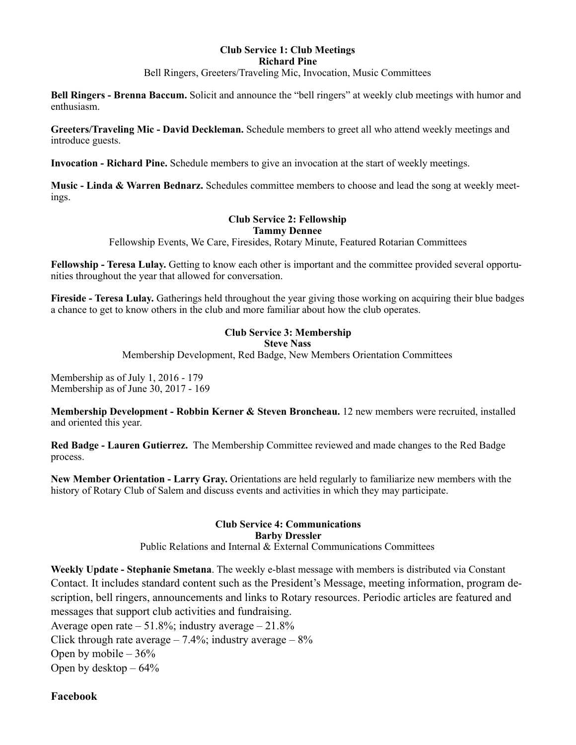### Club Service 1: Club Meetings
**Richard Pine**

Bell Ringers, Greeters/Traveling Mic, Invocation, Music Committees

**Bell Ringers - Brenna Baccum.** Solicit and announce the "bell ringers" at weekly club meetings with humor and enthusiasm.

**Greeters/Traveling Mic - David Deckleman.** Schedule members to greet all who attend weekly meetings and introduce guests.

**Invocation - Richard Pine.** Schedule members to give an invocation at the start of weekly meetings.

**Music - Linda & Warren Bednarz.** Schedules committee members to choose and lead the song at weekly meetings.

### Club Service 2: Fellowship
**Tammy Dennee**

Fellowship Events, We Care, Firesides, Rotary Minute, Featured Rotarian Committees

**Fellowship - Teresa Lulay.** Getting to know each other is important and the committee provided several opportunities throughout the year that allowed for conversation.

**Fireside - Teresa Lulay.** Gatherings held throughout the year giving those working on acquiring their blue badges a chance to get to know others in the club and more familiar about how the club operates.

### Club Service 3: Membership
**Steve Nass**

Membership Development, Red Badge, New Members Orientation Committees

Membership as of July 1, 2016 - 179
Membership as of June 30, 2017 - 169

**Membership Development - Robbin Kerner & Steven Broncheau.** 12 new members were recruited, installed and oriented this year.

**Red Badge - Lauren Gutierrez.** The Membership Committee reviewed and made changes to the Red Badge process.

**New Member Orientation - Larry Gray.** Orientations are held regularly to familiarize new members with the history of Rotary Club of Salem and discuss events and activities in which they may participate.

### Club Service 4: Communications
**Barby Dressler**

Public Relations and Internal & External Communications Committees

**Weekly Update - Stephanie Smetana**. The weekly e-blast message with members is distributed via Constant Contact. It includes standard content such as the President's Message, meeting information, program description, bell ringers, announcements and links to Rotary resources. Periodic articles are featured and messages that support club activities and fundraising.

Average open rate – 51.8%; industry average – 21.8%
Click through rate average – 7.4%; industry average – 8%
Open by mobile – 36%
Open by desktop – 64%

**Facebook**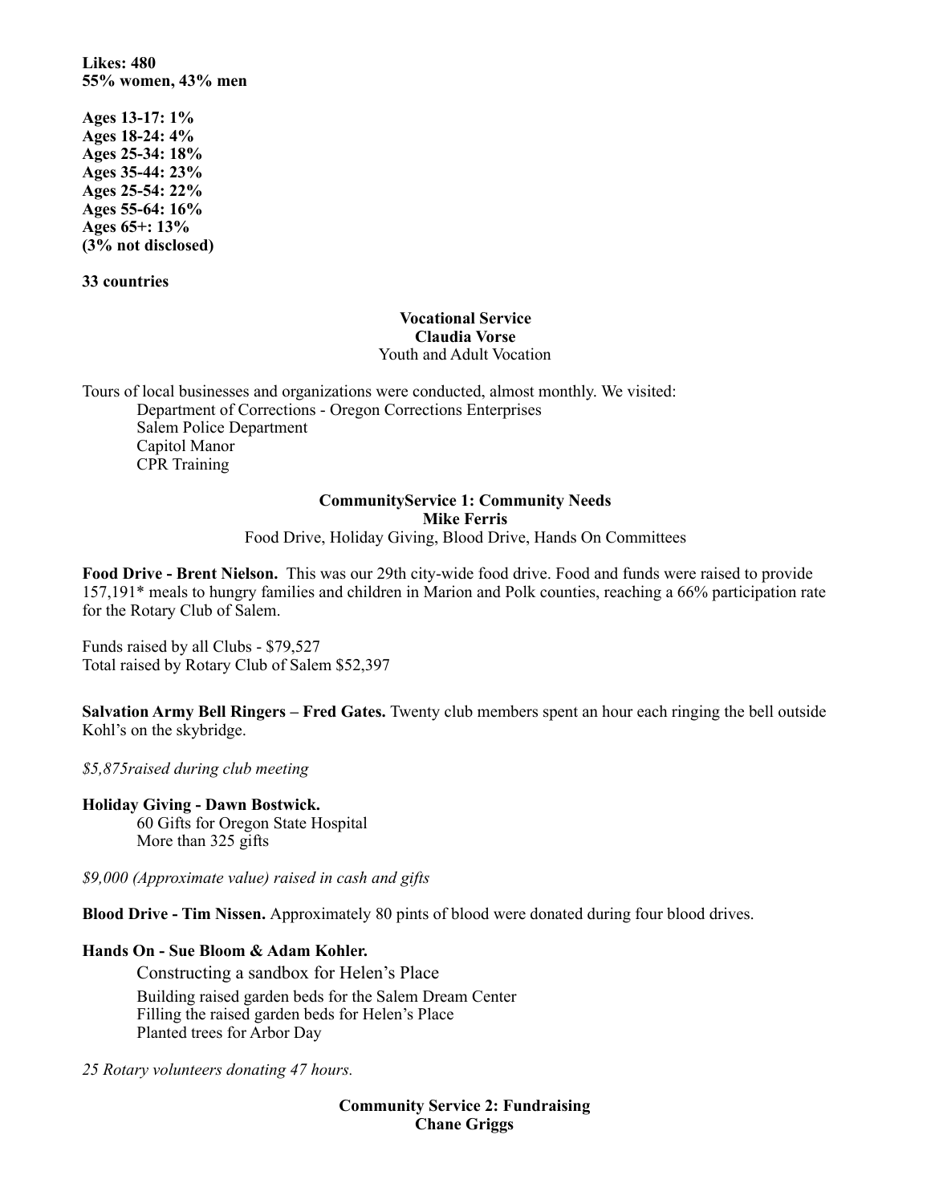**Likes: 480**
**55% women, 43% men**

**Ages 13-17: 1%**
**Ages 18-24: 4%**
**Ages 25-34: 18%**
**Ages 35-44: 23%**
**Ages 25-54: 22%**
**Ages 55-64: 16%**
**Ages 65+: 13%**
**(3% not disclosed)**

**33 countries**

## Vocational Service
**Claudia Vorse**
Youth and Adult Vocation

Tours of local businesses and organizations were conducted, almost monthly. We visited:

- Department of Corrections - Oregon Corrections Enterprises
- Salem Police Department
- Capitol Manor
- CPR Training

## CommunityService 1: Community Needs
**Mike Ferris**
Food Drive, Holiday Giving, Blood Drive, Hands On Committees

**Food Drive - Brent Nielson.** This was our 29th city-wide food drive. Food and funds were raised to provide 157,191* meals to hungry families and children in Marion and Polk counties, reaching a 66% participation rate for the Rotary Club of Salem.

Funds raised by all Clubs - $79,527
Total raised by Rotary Club of Salem $52,397

**Salvation Army Bell Ringers – Fred Gates.** Twenty club members spent an hour each ringing the bell outside Kohl's on the skybridge.

*$5,875raised during club meeting*

**Holiday Giving - Dawn Bostwick.**

- 60 Gifts for Oregon State Hospital
- More than 325 gifts

*$9,000 (Approximate value) raised in cash and gifts*

**Blood Drive - Tim Nissen.** Approximately 80 pints of blood were donated during four blood drives.

**Hands On - Sue Bloom & Adam Kohler.**

- Constructing a sandbox for Helen's Place
- Building raised garden beds for the Salem Dream Center
- Filling the raised garden beds for Helen's Place
- Planted trees for Arbor Day

*25 Rotary volunteers donating 47 hours.*

## Community Service 2: Fundraising
**Chane Griggs**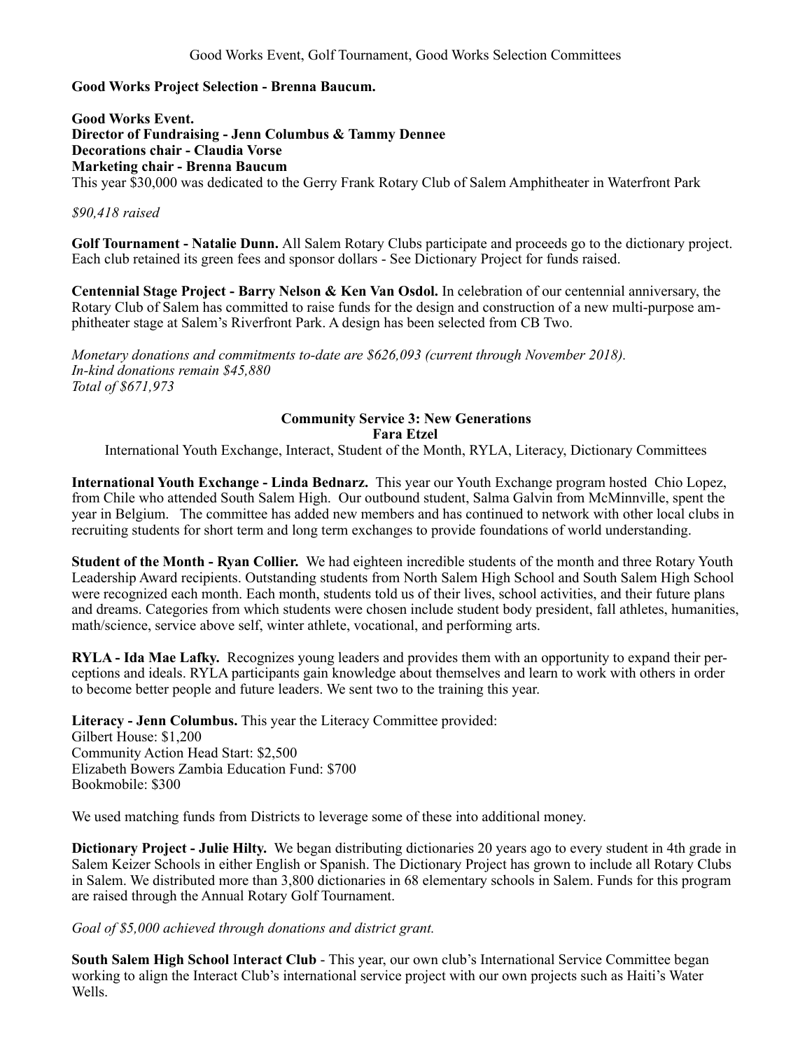Good Works Event, Golf Tournament, Good Works Selection Committees

**Good Works Project Selection - Brenna Baucum.**

**Good Works Event.**
**Director of Fundraising - Jenn Columbus & Tammy Dennee**
**Decorations chair - Claudia Vorse**
**Marketing chair - Brenna Baucum**
This year $30,000 was dedicated to the Gerry Frank Rotary Club of Salem Amphitheater in Waterfront Park

*$90,418 raised*

**Golf Tournament - Natalie Dunn.** All Salem Rotary Clubs participate and proceeds go to the dictionary project. Each club retained its green fees and sponsor dollars - See Dictionary Project for funds raised.

**Centennial Stage Project - Barry Nelson & Ken Van Osdol.** In celebration of our centennial anniversary, the Rotary Club of Salem has committed to raise funds for the design and construction of a new multi-purpose amphitheater stage at Salem's Riverfront Park. A design has been selected from CB Two.

*Monetary donations and commitments to-date are $626,093 (current through November 2018).*
*In-kind donations remain $45,880*
*Total of $671,973*

## Community Service 3: New Generations

**Fara Etzel**

International Youth Exchange, Interact, Student of the Month, RYLA, Literacy, Dictionary Committees

**International Youth Exchange - Linda Bednarz.** This year our Youth Exchange program hosted Chio Lopez, from Chile who attended South Salem High. Our outbound student, Salma Galvin from McMinnville, spent the year in Belgium. The committee has added new members and has continued to network with other local clubs in recruiting students for short term and long term exchanges to provide foundations of world understanding.

**Student of the Month - Ryan Collier.** We had eighteen incredible students of the month and three Rotary Youth Leadership Award recipients. Outstanding students from North Salem High School and South Salem High School were recognized each month. Each month, students told us of their lives, school activities, and their future plans and dreams. Categories from which students were chosen include student body president, fall athletes, humanities, math/science, service above self, winter athlete, vocational, and performing arts.

**RYLA - Ida Mae Lafky.** Recognizes young leaders and provides them with an opportunity to expand their perceptions and ideals. RYLA participants gain knowledge about themselves and learn to work with others in order to become better people and future leaders. We sent two to the training this year.

**Literacy - Jenn Columbus.** This year the Literacy Committee provided:
Gilbert House: $1,200
Community Action Head Start: $2,500
Elizabeth Bowers Zambia Education Fund: $700
Bookmobile: $300

We used matching funds from Districts to leverage some of these into additional money.

**Dictionary Project - Julie Hilty.** We began distributing dictionaries 20 years ago to every student in 4th grade in Salem Keizer Schools in either English or Spanish. The Dictionary Project has grown to include all Rotary Clubs in Salem. We distributed more than 3,800 dictionaries in 68 elementary schools in Salem. Funds for this program are raised through the Annual Rotary Golf Tournament.

*Goal of $5,000 achieved through donations and district grant.*

**South Salem High School Interact Club** - This year, our own club's International Service Committee began working to align the Interact Club's international service project with our own projects such as Haiti's Water Wells.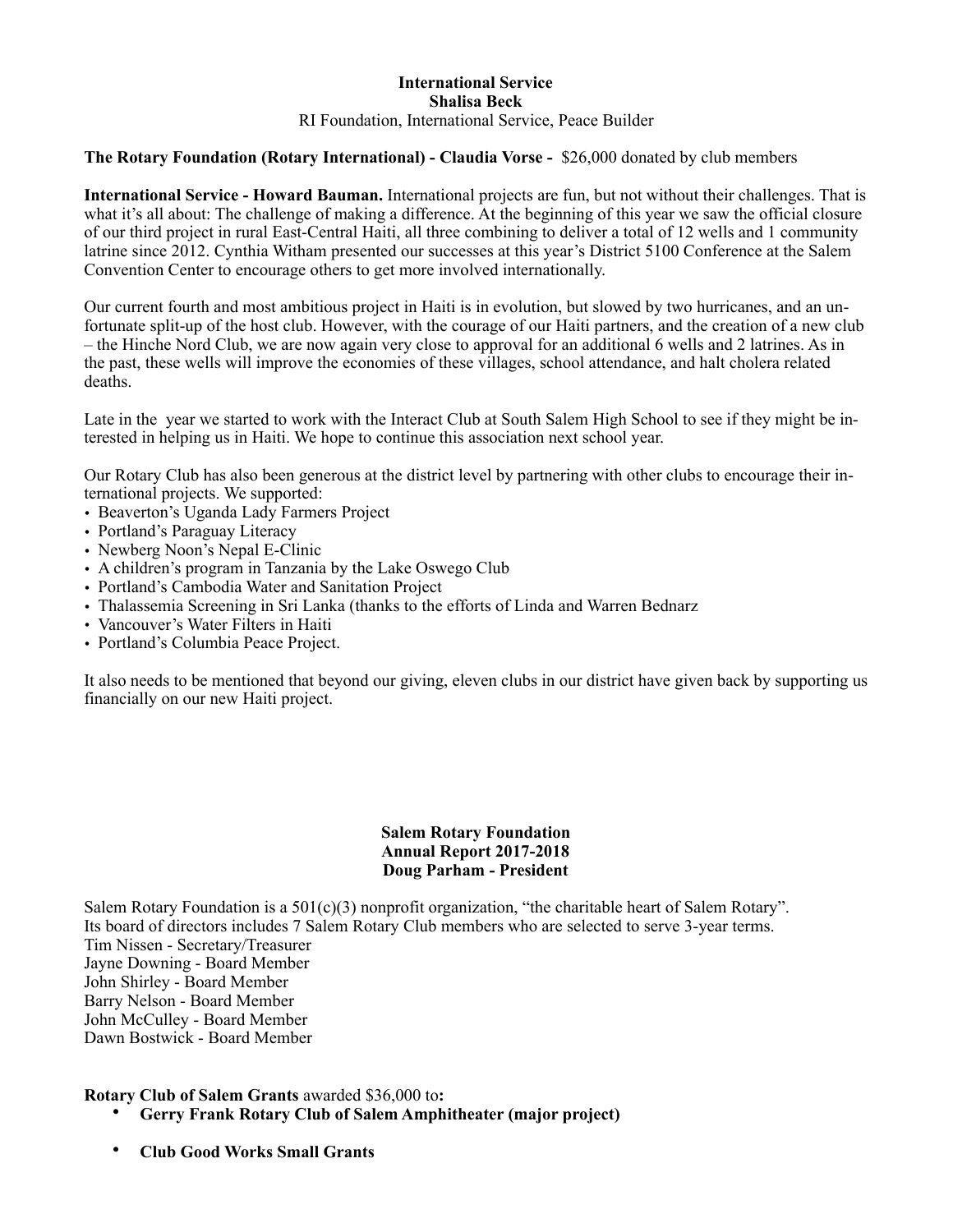**International Service**
**Shalisa Beck**
RI Foundation, International Service, Peace Builder

**The Rotary Foundation (Rotary International) - Claudia Vorse -** $26,000 donated by club members

**International Service - Howard Bauman.** International projects are fun, but not without their challenges. That is what it's all about: The challenge of making a difference. At the beginning of this year we saw the official closure of our third project in rural East-Central Haiti, all three combining to deliver a total of 12 wells and 1 community latrine since 2012. Cynthia Witham presented our successes at this year's District 5100 Conference at the Salem Convention Center to encourage others to get more involved internationally.

Our current fourth and most ambitious project in Haiti is in evolution, but slowed by two hurricanes, and an unfortunate split-up of the host club. However, with the courage of our Haiti partners, and the creation of a new club – the Hinche Nord Club, we are now again very close to approval for an additional 6 wells and 2 latrines. As in the past, these wells will improve the economies of these villages, school attendance, and halt cholera related deaths.

Late in the year we started to work with the Interact Club at South Salem High School to see if they might be interested in helping us in Haiti. We hope to continue this association next school year.

Our Rotary Club has also been generous at the district level by partnering with other clubs to encourage their international projects. We supported:

- Beaverton's Uganda Lady Farmers Project
- Portland's Paraguay Literacy
- Newberg Noon's Nepal E-Clinic
- A children's program in Tanzania by the Lake Oswego Club
- Portland's Cambodia Water and Sanitation Project
- Thalassemia Screening in Sri Lanka (thanks to the efforts of Linda and Warren Bednarz
- Vancouver's Water Filters in Haiti
- Portland's Columbia Peace Project.

It also needs to be mentioned that beyond our giving, eleven clubs in our district have given back by supporting us financially on our new Haiti project.

**Salem Rotary Foundation**
**Annual Report 2017-2018**
**Doug Parham - President**

Salem Rotary Foundation is a 501(c)(3) nonprofit organization, "the charitable heart of Salem Rotary".
Its board of directors includes 7 Salem Rotary Club members who are selected to serve 3-year terms.
Tim Nissen - Secretary/Treasurer
Jayne Downing - Board Member
John Shirley - Board Member
Barry Nelson - Board Member
John McCulley - Board Member
Dawn Bostwick - Board Member

**Rotary Club of Salem Grants** awarded $36,000 to**:**

- **Gerry Frank Rotary Club of Salem Amphitheater (major project)**
- **Club Good Works Small Grants**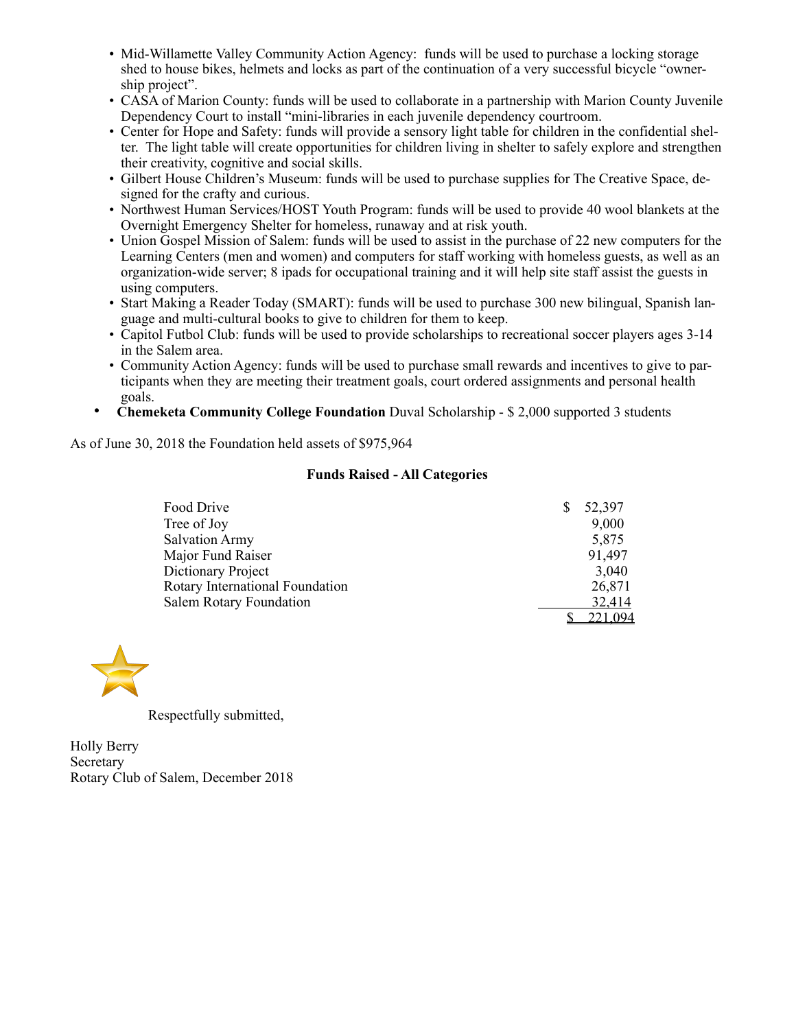- Mid-Willamette Valley Community Action Agency: funds will be used to purchase a locking storage shed to house bikes, helmets and locks as part of the continuation of a very successful bicycle "ownership project".
- CASA of Marion County: funds will be used to collaborate in a partnership with Marion County Juvenile Dependency Court to install "mini-libraries in each juvenile dependency courtroom.
- Center for Hope and Safety: funds will provide a sensory light table for children in the confidential shelter. The light table will create opportunities for children living in shelter to safely explore and strengthen their creativity, cognitive and social skills.
- Gilbert House Children's Museum: funds will be used to purchase supplies for The Creative Space, designed for the crafty and curious.
- Northwest Human Services/HOST Youth Program: funds will be used to provide 40 wool blankets at the Overnight Emergency Shelter for homeless, runaway and at risk youth.
- Union Gospel Mission of Salem: funds will be used to assist in the purchase of 22 new computers for the Learning Centers (men and women) and computers for staff working with homeless guests, as well as an organization-wide server; 8 ipads for occupational training and it will help site staff assist the guests in using computers.
- Start Making a Reader Today (SMART): funds will be used to purchase 300 new bilingual, Spanish language and multi-cultural books to give to children for them to keep.
- Capitol Futbol Club: funds will be used to provide scholarships to recreational soccer players ages 3-14 in the Salem area.
- Community Action Agency: funds will be used to purchase small rewards and incentives to give to participants when they are meeting their treatment goals, court ordered assignments and personal health goals.

- **Chemeketa Community College Foundation** Duval Scholarship - $ 2,000 supported 3 students

As of June 30, 2018 the Foundation held assets of $975,964

**Funds Raised - All Categories**

| | |
|---|---|
| Food Drive | $ 52,397 |
| Tree of Joy | 9,000 |
| Salvation Army | 5,875 |
| Major Fund Raiser | 91,497 |
| Dictionary Project | 3,040 |
| Rotary International Foundation | 26,871 |
| Salem Rotary Foundation | 32,414 |
| | $ 221,094 |

Respectfully submitted,

Holly Berry
Secretary
Rotary Club of Salem, December 2018